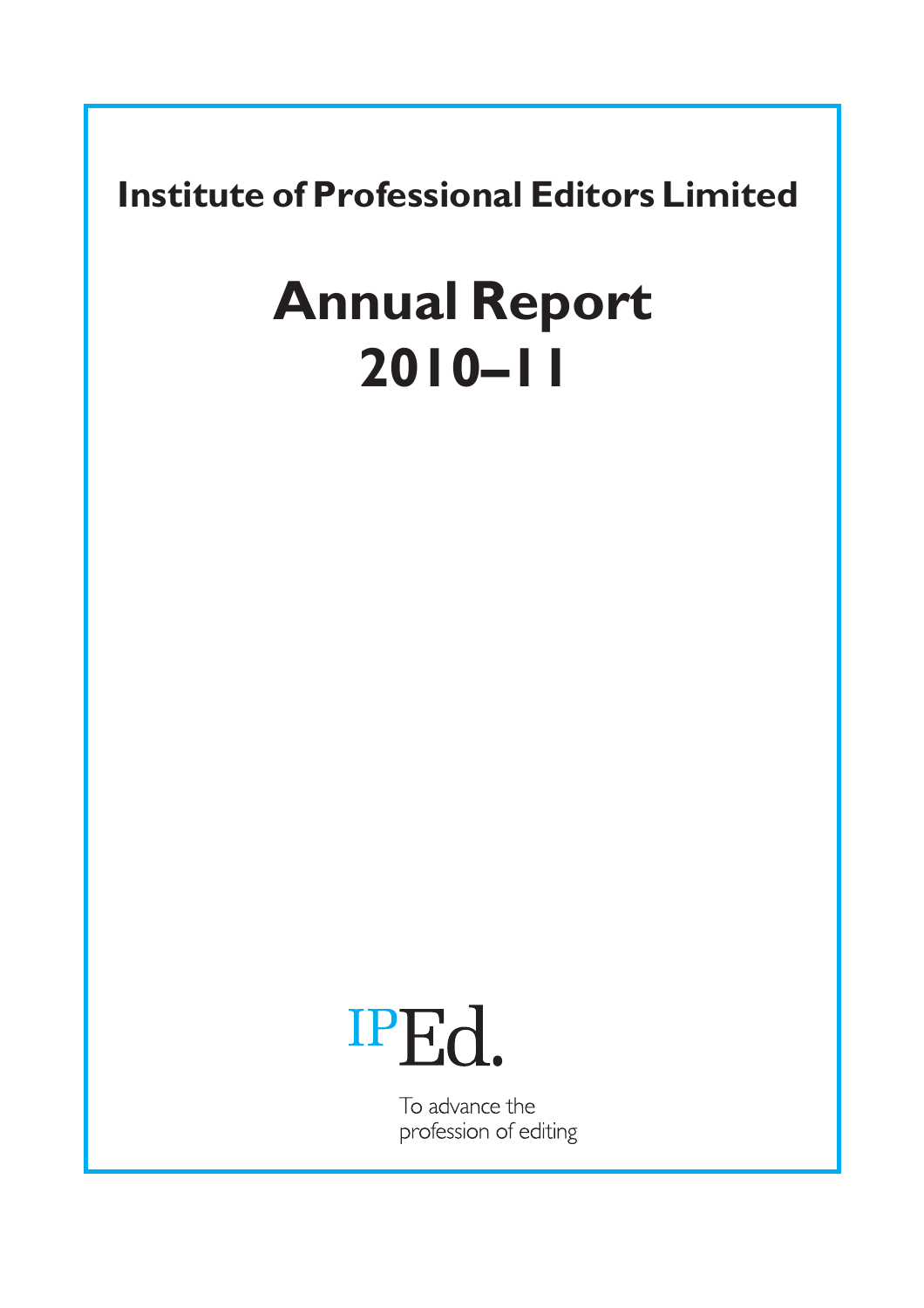**Institute of Professional Editors Limited**

# Annual Report 2010–11

IPEd.

To advance the profession of editing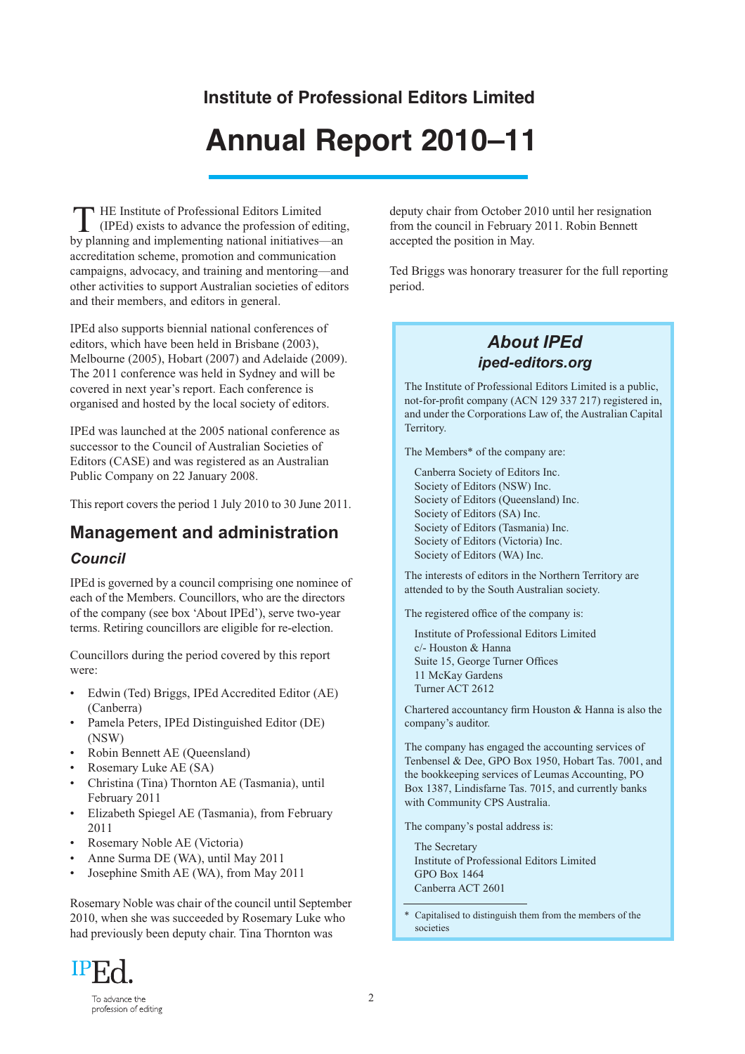# Institute of Professional Editors Limited

# Annual Report 2010–11

THE Institute of Professional Editors Limited (IPEd) exists to advance the profession of editing, by planning and implementing national initiatives—an accreditation scheme, promotion and communication campaigns, advocacy, and training and mentoring—and other activities to support Australian societies of editors and their members, and editors in general.

IPEd also supports biennial national conferences of editors, which have been held in Brisbane (2003), Melbourne (2005), Hobart (2007) and Adelaide (2009). The 2011 conference was held in Sydney and will be covered in next year's report. Each conference is organised and hosted by the local society of editors.

IPEd was launched at the 2005 national conference as successor to the Council of Australian Societies of Editors (CASE) and was registered as an Australian Public Company on 22 January 2008.

This report covers the period 1 July 2010 to 30 June 2011.

## Management and administration

### *Council*

IPEd is governed by a council comprising one nominee of each of the Members. Councillors, who are the directors of the company (see box 'About IPEd'), serve two-year terms. Retiring councillors are eligible for re-election.

Councillors during the period covered by this report were:

- Edwin (Ted) Briggs, IPEd Accredited Editor (AE) (Canberra)
- Pamela Peters, IPEd Distinguished Editor (DE) (NSW)
- Robin Bennett AE (Queensland)
- Rosemary Luke AE (SA)
- Christina (Tina) Thornton AE (Tasmania), until February 2011
- Elizabeth Spiegel AE (Tasmania), from February 2011
- Rosemary Noble AE (Victoria)
- Anne Surma DE (WA), until May 2011
- Josephine Smith AE (WA), from May 2011

Rosemary Noble was chair of the council until September 2010, when she was succeeded by Rosemary Luke who had previously been deputy chair. Tina Thornton was deputy chair from October 2010 until her resignation from the council in February 2011. Robin Bennett accepted the position in May.

Ted Briggs was honorary treasurer for the full reporting period.

> ## *About IPEd*
>
> ### *iped-editors.org*
>
> The Institute of Professional Editors Limited is a public, not-for-profit company (ACN 129 337 217) registered in, and under the Corporations Law of, the Australian Capital Territory.
>
> The Members* of the company are:
>
> Canberra Society of Editors Inc.
> Society of Editors (NSW) Inc.
> Society of Editors (Queensland) Inc.
> Society of Editors (SA) Inc.
> Society of Editors (Tasmania) Inc.
> Society of Editors (Victoria) Inc.
> Society of Editors (WA) Inc.
>
> The interests of editors in the Northern Territory are attended to by the South Australian society.
>
> The registered office of the company is:
>
> Institute of Professional Editors Limited
> c/- Houston & Hanna
> Suite 15, George Turner Offices
> 11 McKay Gardens
> Turner ACT 2612
>
> Chartered accountancy firm Houston & Hanna is also the company's auditor.
>
> The company has engaged the accounting services of Tenbensel & Dee, GPO Box 1950, Hobart Tas. 7001, and the bookkeeping services of Leumas Accounting, PO Box 1387, Lindisfarne Tas. 7015, and currently banks with Community CPS Australia.
>
> The company's postal address is:
>
> The Secretary
> Institute of Professional Editors Limited
> GPO Box 1464
> Canberra ACT 2601
>
> \* Capitalised to distinguish them from the members of the societies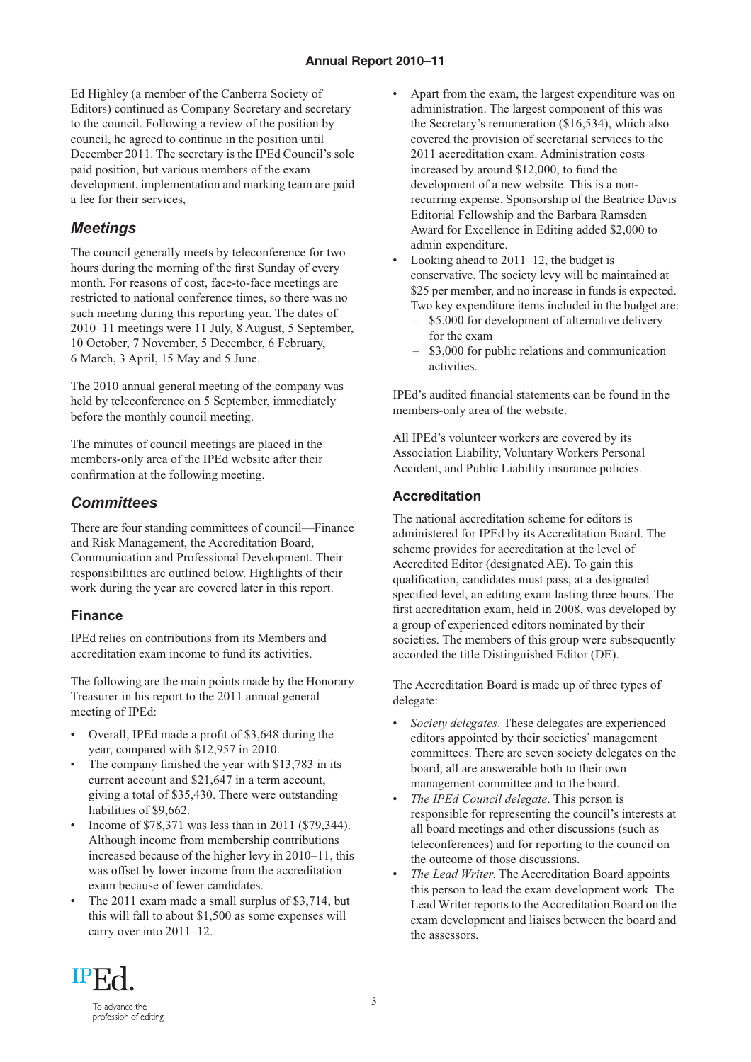Ed Highley (a member of the Canberra Society of Editors) continued as Company Secretary and secretary to the council. Following a review of the position by council, he agreed to continue in the position until December 2011. The secretary is the IPEd Council's sole paid position, but various members of the exam development, implementation and marking team are paid a fee for their services,

## Meetings

The council generally meets by teleconference for two hours during the morning of the first Sunday of every month. For reasons of cost, face-to-face meetings are restricted to national conference times, so there was no such meeting during this reporting year. The dates of 2010–11 meetings were 11 July, 8 August, 5 September, 10 October, 7 November, 5 December, 6 February, 6 March, 3 April, 15 May and 5 June.

The 2010 annual general meeting of the company was held by teleconference on 5 September, immediately before the monthly council meeting.

The minutes of council meetings are placed in the members-only area of the IPEd website after their confirmation at the following meeting.

## Committees

There are four standing committees of council—Finance and Risk Management, the Accreditation Board, Communication and Professional Development. Their responsibilities are outlined below. Highlights of their work during the year are covered later in this report.

### Finance

IPEd relies on contributions from its Members and accreditation exam income to fund its activities.

The following are the main points made by the Honorary Treasurer in his report to the 2011 annual general meeting of IPEd:

- Overall, IPEd made a profit of $3,648 during the year, compared with $12,957 in 2010.
- The company finished the year with $13,783 in its current account and $21,647 in a term account, giving a total of $35,430. There were outstanding liabilities of $9,662.
- Income of $78,371 was less than in 2011 ($79,344). Although income from membership contributions increased because of the higher levy in 2010–11, this was offset by lower income from the accreditation exam because of fewer candidates.
- The 2011 exam made a small surplus of $3,714, but this will fall to about $1,500 as some expenses will carry over into 2011–12.
- Apart from the exam, the largest expenditure was on administration. The largest component of this was the Secretary's remuneration ($16,534), which also covered the provision of secretarial services to the 2011 accreditation exam. Administration costs increased by around $12,000, to fund the development of a new website. This is a non-recurring expense. Sponsorship of the Beatrice Davis Editorial Fellowship and the Barbara Ramsden Award for Excellence in Editing added $2,000 to admin expenditure.
- Looking ahead to 2011–12, the budget is conservative. The society levy will be maintained at $25 per member, and no increase in funds is expected. Two key expenditure items included in the budget are:
  - $5,000 for development of alternative delivery for the exam
  - $3,000 for public relations and communication activities.

IPEd's audited financial statements can be found in the members-only area of the website.

All IPEd's volunteer workers are covered by its Association Liability, Voluntary Workers Personal Accident, and Public Liability insurance policies.

### Accreditation

The national accreditation scheme for editors is administered for IPEd by its Accreditation Board. The scheme provides for accreditation at the level of Accredited Editor (designated AE). To gain this qualification, candidates must pass, at a designated specified level, an editing exam lasting three hours. The first accreditation exam, held in 2008, was developed by a group of experienced editors nominated by their societies. The members of this group were subsequently accorded the title Distinguished Editor (DE).

The Accreditation Board is made up of three types of delegate:

- *Society delegates*. These delegates are experienced editors appointed by their societies' management committees. There are seven society delegates on the board; all are answerable both to their own management committee and to the board.
- *The IPEd Council delegate*. This person is responsible for representing the council's interests at all board meetings and other discussions (such as teleconferences) and for reporting to the council on the outcome of those discussions.
- *The Lead Writer*. The Accreditation Board appoints this person to lead the exam development work. The Lead Writer reports to the Accreditation Board on the exam development and liaises between the board and the assessors.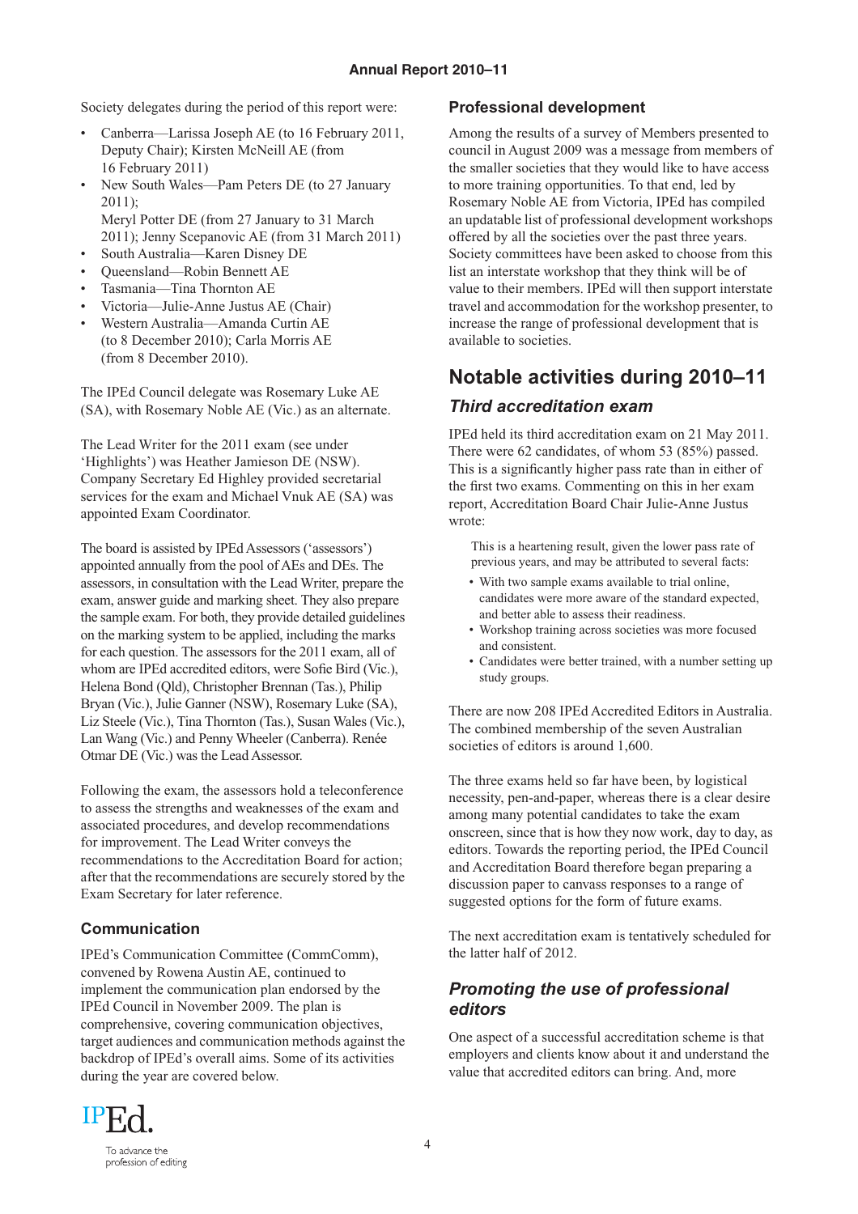Society delegates during the period of this report were:

- Canberra—Larissa Joseph AE (to 16 February 2011, Deputy Chair); Kirsten McNeill AE (from 16 February 2011)
- New South Wales—Pam Peters DE (to 27 January 2011); Meryl Potter DE (from 27 January to 31 March 2011); Jenny Scepanovic AE (from 31 March 2011)
- South Australia—Karen Disney DE
- Queensland—Robin Bennett AE
- Tasmania—Tina Thornton AE
- Victoria—Julie-Anne Justus AE (Chair)
- Western Australia—Amanda Curtin AE (to 8 December 2010); Carla Morris AE (from 8 December 2010).

The IPEd Council delegate was Rosemary Luke AE (SA), with Rosemary Noble AE (Vic.) as an alternate.

The Lead Writer for the 2011 exam (see under 'Highlights') was Heather Jamieson DE (NSW). Company Secretary Ed Highley provided secretarial services for the exam and Michael Vnuk AE (SA) was appointed Exam Coordinator.

The board is assisted by IPEd Assessors ('assessors') appointed annually from the pool of AEs and DEs. The assessors, in consultation with the Lead Writer, prepare the exam, answer guide and marking sheet. They also prepare the sample exam. For both, they provide detailed guidelines on the marking system to be applied, including the marks for each question. The assessors for the 2011 exam, all of whom are IPEd accredited editors, were Sofie Bird (Vic.), Helena Bond (Qld), Christopher Brennan (Tas.), Philip Bryan (Vic.), Julie Ganner (NSW), Rosemary Luke (SA), Liz Steele (Vic.), Tina Thornton (Tas.), Susan Wales (Vic.), Lan Wang (Vic.) and Penny Wheeler (Canberra). Renée Otmar DE (Vic.) was the Lead Assessor.

Following the exam, the assessors hold a teleconference to assess the strengths and weaknesses of the exam and associated procedures, and develop recommendations for improvement. The Lead Writer conveys the recommendations to the Accreditation Board for action; after that the recommendations are securely stored by the Exam Secretary for later reference.

### Communication

IPEd's Communication Committee (CommComm), convened by Rowena Austin AE, continued to implement the communication plan endorsed by the IPEd Council in November 2009. The plan is comprehensive, covering communication objectives, target audiences and communication methods against the backdrop of IPEd's overall aims. Some of its activities during the year are covered below.

### Professional development

Among the results of a survey of Members presented to council in August 2009 was a message from members of the smaller societies that they would like to have access to more training opportunities. To that end, led by Rosemary Noble AE from Victoria, IPEd has compiled an updatable list of professional development workshops offered by all the societies over the past three years. Society committees have been asked to choose from this list an interstate workshop that they think will be of value to their members. IPEd will then support interstate travel and accommodation for the workshop presenter, to increase the range of professional development that is available to societies.

## Notable activities during 2010–11

### *Third accreditation exam*

IPEd held its third accreditation exam on 21 May 2011. There were 62 candidates, of whom 53 (85%) passed. This is a significantly higher pass rate than in either of the first two exams. Commenting on this in her exam report, Accreditation Board Chair Julie-Anne Justus wrote:

> This is a heartening result, given the lower pass rate of previous years, and may be attributed to several facts:
>
> - With two sample exams available to trial online, candidates were more aware of the standard expected, and better able to assess their readiness.
> - Workshop training across societies was more focused and consistent.
> - Candidates were better trained, with a number setting up study groups.

There are now 208 IPEd Accredited Editors in Australia. The combined membership of the seven Australian societies of editors is around 1,600.

The three exams held so far have been, by logistical necessity, pen-and-paper, whereas there is a clear desire among many potential candidates to take the exam onscreen, since that is how they now work, day to day, as editors. Towards the reporting period, the IPEd Council and Accreditation Board therefore began preparing a discussion paper to canvass responses to a range of suggested options for the form of future exams.

The next accreditation exam is tentatively scheduled for the latter half of 2012.

### *Promoting the use of professional editors*

One aspect of a successful accreditation scheme is that employers and clients know about it and understand the value that accredited editors can bring. And, more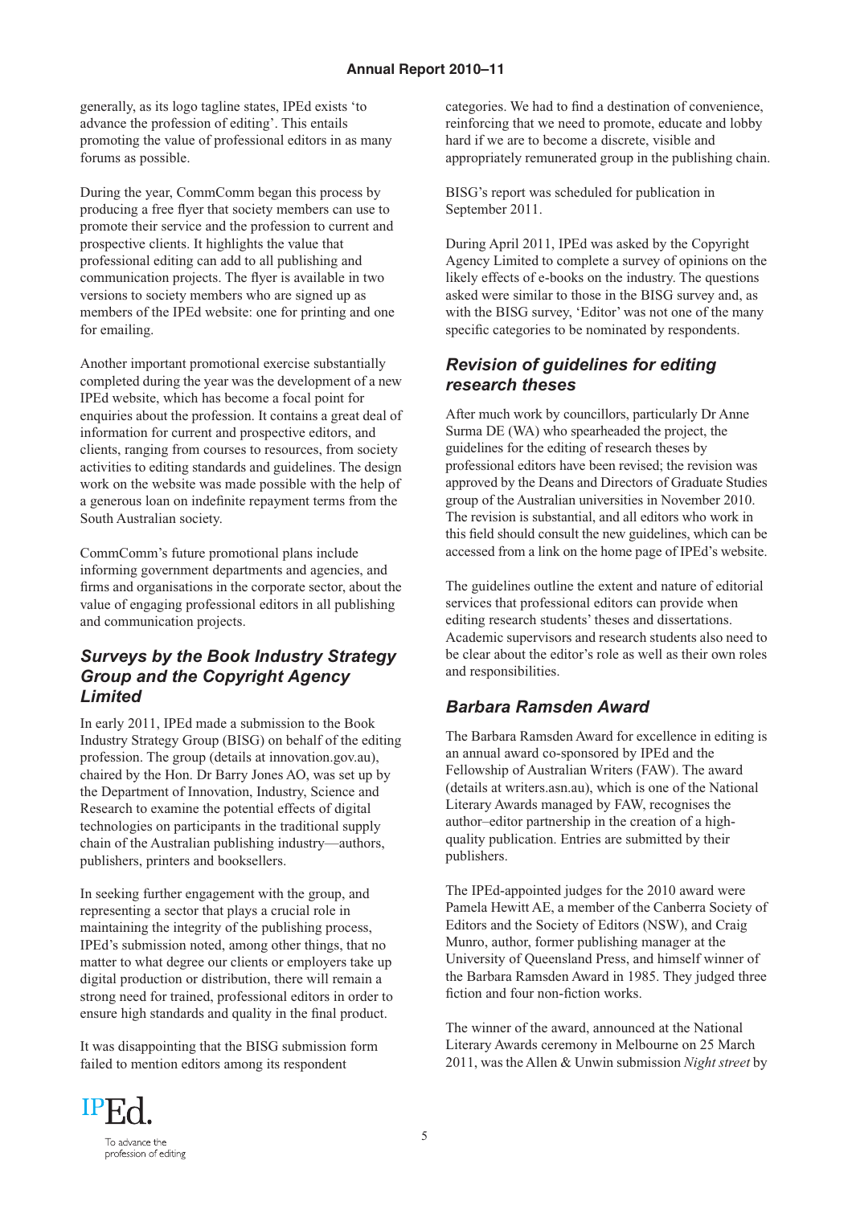generally, as its logo tagline states, IPEd exists 'to advance the profession of editing'. This entails promoting the value of professional editors in as many forums as possible.

During the year, CommComm began this process by producing a free flyer that society members can use to promote their service and the profession to current and prospective clients. It highlights the value that professional editing can add to all publishing and communication projects. The flyer is available in two versions to society members who are signed up as members of the IPEd website: one for printing and one for emailing.

Another important promotional exercise substantially completed during the year was the development of a new IPEd website, which has become a focal point for enquiries about the profession. It contains a great deal of information for current and prospective editors, and clients, ranging from courses to resources, from society activities to editing standards and guidelines. The design work on the website was made possible with the help of a generous loan on indefinite repayment terms from the South Australian society.

CommComm's future promotional plans include informing government departments and agencies, and firms and organisations in the corporate sector, about the value of engaging professional editors in all publishing and communication projects.

## *Surveys by the Book Industry Strategy Group and the Copyright Agency Limited*

In early 2011, IPEd made a submission to the Book Industry Strategy Group (BISG) on behalf of the editing profession. The group (details at innovation.gov.au), chaired by the Hon. Dr Barry Jones AO, was set up by the Department of Innovation, Industry, Science and Research to examine the potential effects of digital technologies on participants in the traditional supply chain of the Australian publishing industry—authors, publishers, printers and booksellers.

In seeking further engagement with the group, and representing a sector that plays a crucial role in maintaining the integrity of the publishing process, IPEd's submission noted, among other things, that no matter to what degree our clients or employers take up digital production or distribution, there will remain a strong need for trained, professional editors in order to ensure high standards and quality in the final product.

It was disappointing that the BISG submission form failed to mention editors among its respondent categories. We had to find a destination of convenience, reinforcing that we need to promote, educate and lobby hard if we are to become a discrete, visible and appropriately remunerated group in the publishing chain.

BISG's report was scheduled for publication in September 2011.

During April 2011, IPEd was asked by the Copyright Agency Limited to complete a survey of opinions on the likely effects of e-books on the industry. The questions asked were similar to those in the BISG survey and, as with the BISG survey, 'Editor' was not one of the many specific categories to be nominated by respondents.

## *Revision of guidelines for editing research theses*

After much work by councillors, particularly Dr Anne Surma DE (WA) who spearheaded the project, the guidelines for the editing of research theses by professional editors have been revised; the revision was approved by the Deans and Directors of Graduate Studies group of the Australian universities in November 2010. The revision is substantial, and all editors who work in this field should consult the new guidelines, which can be accessed from a link on the home page of IPEd's website.

The guidelines outline the extent and nature of editorial services that professional editors can provide when editing research students' theses and dissertations. Academic supervisors and research students also need to be clear about the editor's role as well as their own roles and responsibilities.

## *Barbara Ramsden Award*

The Barbara Ramsden Award for excellence in editing is an annual award co-sponsored by IPEd and the Fellowship of Australian Writers (FAW). The award (details at writers.asn.au), which is one of the National Literary Awards managed by FAW, recognises the author–editor partnership in the creation of a high-quality publication. Entries are submitted by their publishers.

The IPEd-appointed judges for the 2010 award were Pamela Hewitt AE, a member of the Canberra Society of Editors and the Society of Editors (NSW), and Craig Munro, author, former publishing manager at the University of Queensland Press, and himself winner of the Barbara Ramsden Award in 1985. They judged three fiction and four non-fiction works.

The winner of the award, announced at the National Literary Awards ceremony in Melbourne on 25 March 2011, was the Allen & Unwin submission *Night street* by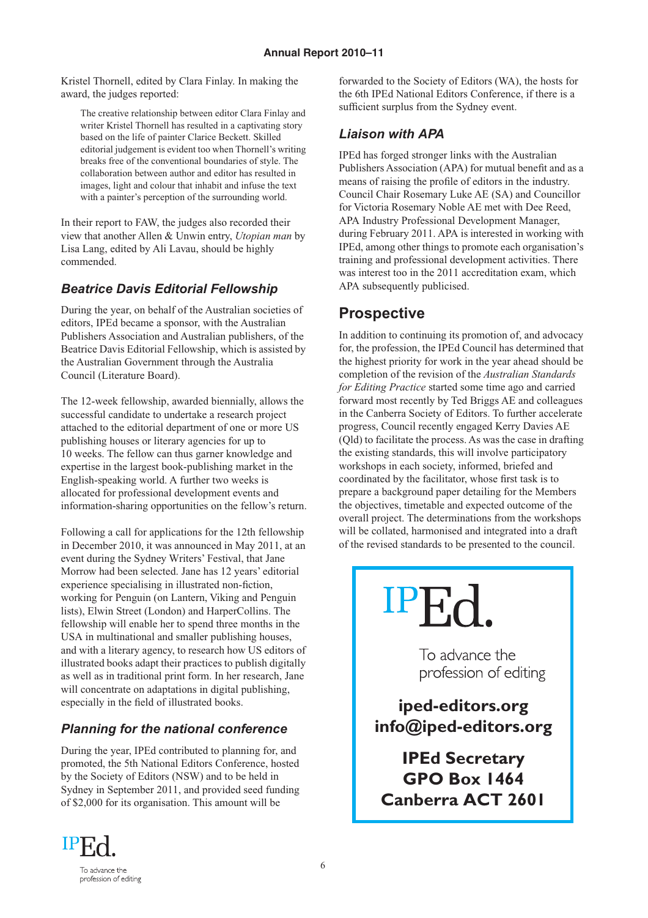Kristel Thornell, edited by Clara Finlay. In making the award, the judges reported:

> The creative relationship between editor Clara Finlay and writer Kristel Thornell has resulted in a captivating story based on the life of painter Clarice Beckett. Skilled editorial judgement is evident too when Thornell's writing breaks free of the conventional boundaries of style. The collaboration between author and editor has resulted in images, light and colour that inhabit and infuse the text with a painter's perception of the surrounding world.

In their report to FAW, the judges also recorded their view that another Allen & Unwin entry, *Utopian man* by Lisa Lang, edited by Ali Lavau, should be highly commended.

### Beatrice Davis Editorial Fellowship

During the year, on behalf of the Australian societies of editors, IPEd became a sponsor, with the Australian Publishers Association and Australian publishers, of the Beatrice Davis Editorial Fellowship, which is assisted by the Australian Government through the Australia Council (Literature Board).

The 12-week fellowship, awarded biennially, allows the successful candidate to undertake a research project attached to the editorial department of one or more US publishing houses or literary agencies for up to 10 weeks. The fellow can thus garner knowledge and expertise in the largest book-publishing market in the English-speaking world. A further two weeks is allocated for professional development events and information-sharing opportunities on the fellow's return.

Following a call for applications for the 12th fellowship in December 2010, it was announced in May 2011, at an event during the Sydney Writers' Festival, that Jane Morrow had been selected. Jane has 12 years' editorial experience specialising in illustrated non-fiction, working for Penguin (on Lantern, Viking and Penguin lists), Elwin Street (London) and HarperCollins. The fellowship will enable her to spend three months in the USA in multinational and smaller publishing houses, and with a literary agency, to research how US editors of illustrated books adapt their practices to publish digitally as well as in traditional print form. In her research, Jane will concentrate on adaptations in digital publishing, especially in the field of illustrated books.

### Planning for the national conference

During the year, IPEd contributed to planning for, and promoted, the 5th National Editors Conference, hosted by the Society of Editors (NSW) and to be held in Sydney in September 2011, and provided seed funding of $2,000 for its organisation. This amount will be forwarded to the Society of Editors (WA), the hosts for the 6th IPEd National Editors Conference, if there is a sufficient surplus from the Sydney event.

### Liaison with APA

IPEd has forged stronger links with the Australian Publishers Association (APA) for mutual benefit and as a means of raising the profile of editors in the industry. Council Chair Rosemary Luke AE (SA) and Councillor for Victoria Rosemary Noble AE met with Dee Reed, APA Industry Professional Development Manager, during February 2011. APA is interested in working with IPEd, among other things to promote each organisation's training and professional development activities. There was interest too in the 2011 accreditation exam, which APA subsequently publicised.

## Prospective

In addition to continuing its promotion of, and advocacy for, the profession, the IPEd Council has determined that the highest priority for work in the year ahead should be completion of the revision of the *Australian Standards for Editing Practice* started some time ago and carried forward most recently by Ted Briggs AE and colleagues in the Canberra Society of Editors. To further accelerate progress, Council recently engaged Kerry Davies AE (Qld) to facilitate the process. As was the case in drafting the existing standards, this will involve participatory workshops in each society, informed, briefed and coordinated by the facilitator, whose first task is to prepare a background paper detailing for the Members the objectives, timetable and expected outcome of the overall project. The determinations from the workshops will be collated, harmonised and integrated into a draft of the revised standards to be presented to the council.

IPEd

To advance the profession of editing

**iped-editors.org**
**info@iped-editors.org**

**IPEd Secretary**
**GPO Box 1464**
**Canberra ACT 2601**